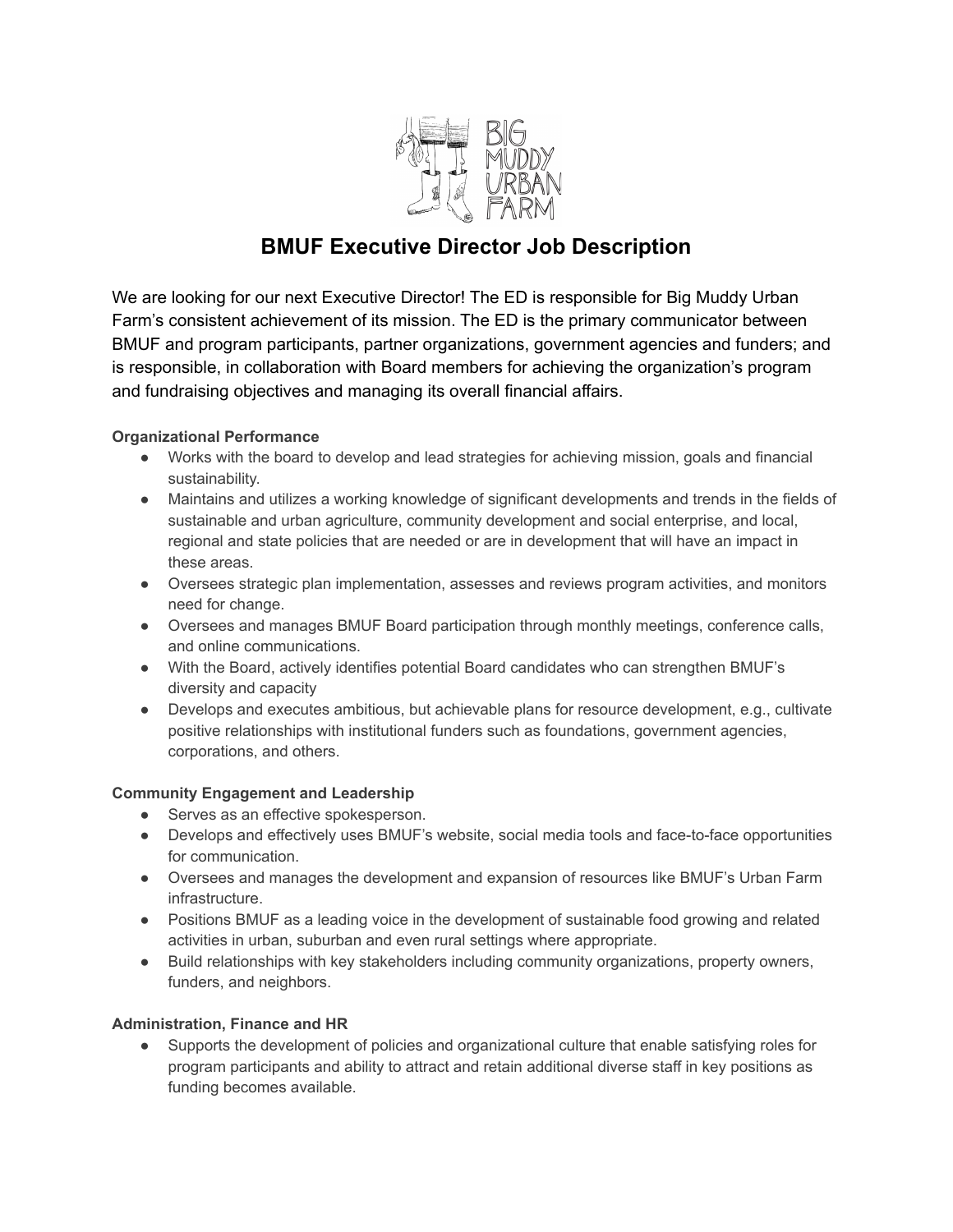# BMUF Executive Director Job Description

We are looking for our next Executive Director! The ED is responsible for Big Muddy Urban Farm's consistent achievement of its mission. The ED is the primary communicator between BMUF and program participants, partner organizations, government agencies and funders; and is responsible, in collaboration with Board members for achieving the organization's program and fundraising objectives and managing its overall financial affairs.

**Organizational Performance**

- Works with the board to develop and lead strategies for achieving mission, goals and financial sustainability.
- Maintains and utilizes a working knowledge of significant developments and trends in the fields of sustainable and urban agriculture, community development and social enterprise, and local, regional and state policies that are needed or are in development that will have an impact in these areas.
- Oversees strategic plan implementation, assesses and reviews program activities, and monitors need for change.
- Oversees and manages BMUF Board participation through monthly meetings, conference calls, and online communications.
- With the Board, actively identifies potential Board candidates who can strengthen BMUF's diversity and capacity
- Develops and executes ambitious, but achievable plans for resource development, e.g., cultivate positive relationships with institutional funders such as foundations, government agencies, corporations, and others.

**Community Engagement and Leadership**

- Serves as an effective spokesperson.
- Develops and effectively uses BMUF's website, social media tools and face-to-face opportunities for communication.
- Oversees and manages the development and expansion of resources like BMUF's Urban Farm infrastructure.
- Positions BMUF as a leading voice in the development of sustainable food growing and related activities in urban, suburban and even rural settings where appropriate.
- Build relationships with key stakeholders including community organizations, property owners, funders, and neighbors.

**Administration, Finance and HR**

- Supports the development of policies and organizational culture that enable satisfying roles for program participants and ability to attract and retain additional diverse staff in key positions as funding becomes available.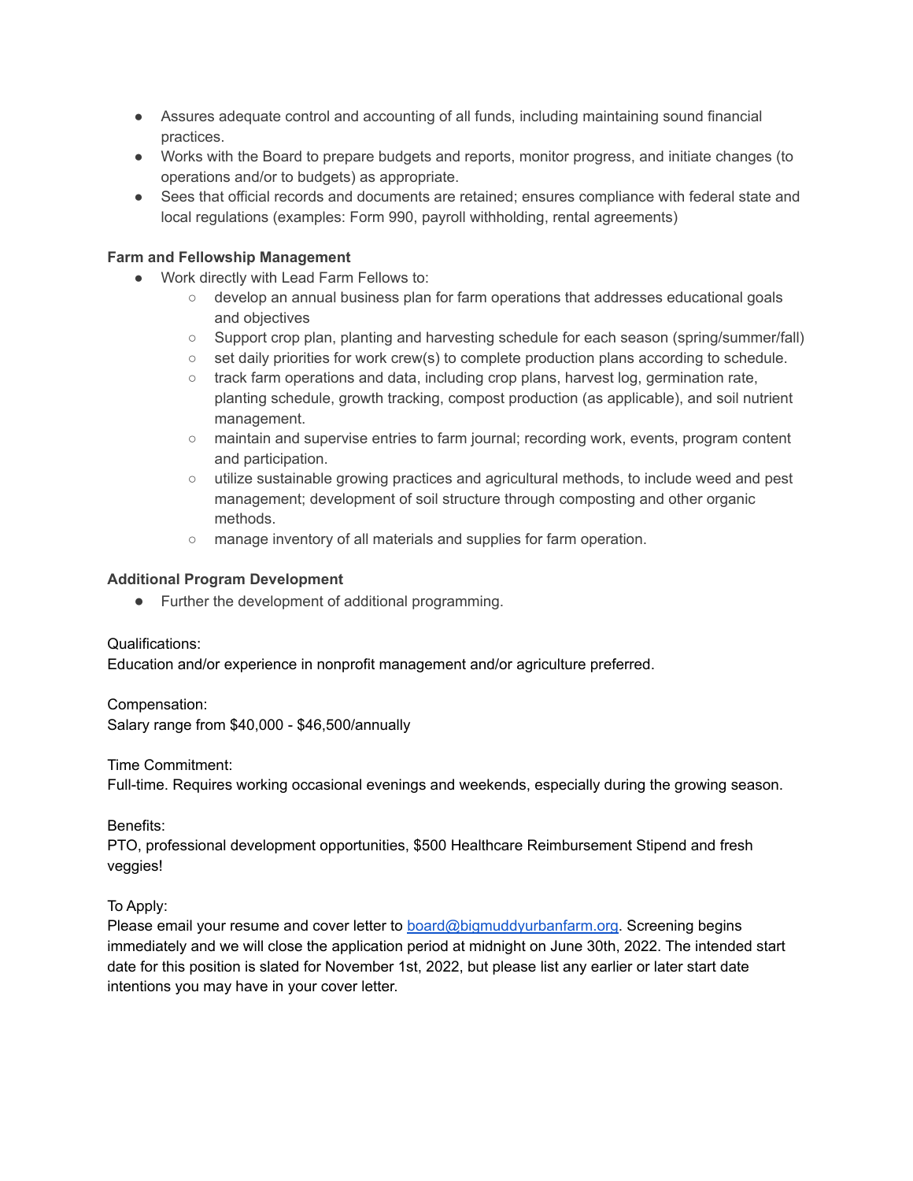- Assures adequate control and accounting of all funds, including maintaining sound financial practices.
- Works with the Board to prepare budgets and reports, monitor progress, and initiate changes (to operations and/or to budgets) as appropriate.
- Sees that official records and documents are retained; ensures compliance with federal state and local regulations (examples: Form 990, payroll withholding, rental agreements)

**Farm and Fellowship Management**

- Work directly with Lead Farm Fellows to:
  - develop an annual business plan for farm operations that addresses educational goals and objectives
  - Support crop plan, planting and harvesting schedule for each season (spring/summer/fall)
  - set daily priorities for work crew(s) to complete production plans according to schedule.
  - track farm operations and data, including crop plans, harvest log, germination rate, planting schedule, growth tracking, compost production (as applicable), and soil nutrient management.
  - maintain and supervise entries to farm journal; recording work, events, program content and participation.
  - utilize sustainable growing practices and agricultural methods, to include weed and pest management; development of soil structure through composting and other organic methods.
  - manage inventory of all materials and supplies for farm operation.

**Additional Program Development**

- Further the development of additional programming.

Qualifications:
Education and/or experience in nonprofit management and/or agriculture preferred.

Compensation:
Salary range from $40,000 - $46,500/annually

Time Commitment:
Full-time. Requires working occasional evenings and weekends, especially during the growing season.

Benefits:
PTO, professional development opportunities, $500 Healthcare Reimbursement Stipend and fresh veggies!

To Apply:
Please email your resume and cover letter to [board@bigmuddyurbanfarm.org](mailto:board@bigmuddyurbanfarm.org). Screening begins immediately and we will close the application period at midnight on June 30th, 2022. The intended start date for this position is slated for November 1st, 2022, but please list any earlier or later start date intentions you may have in your cover letter.